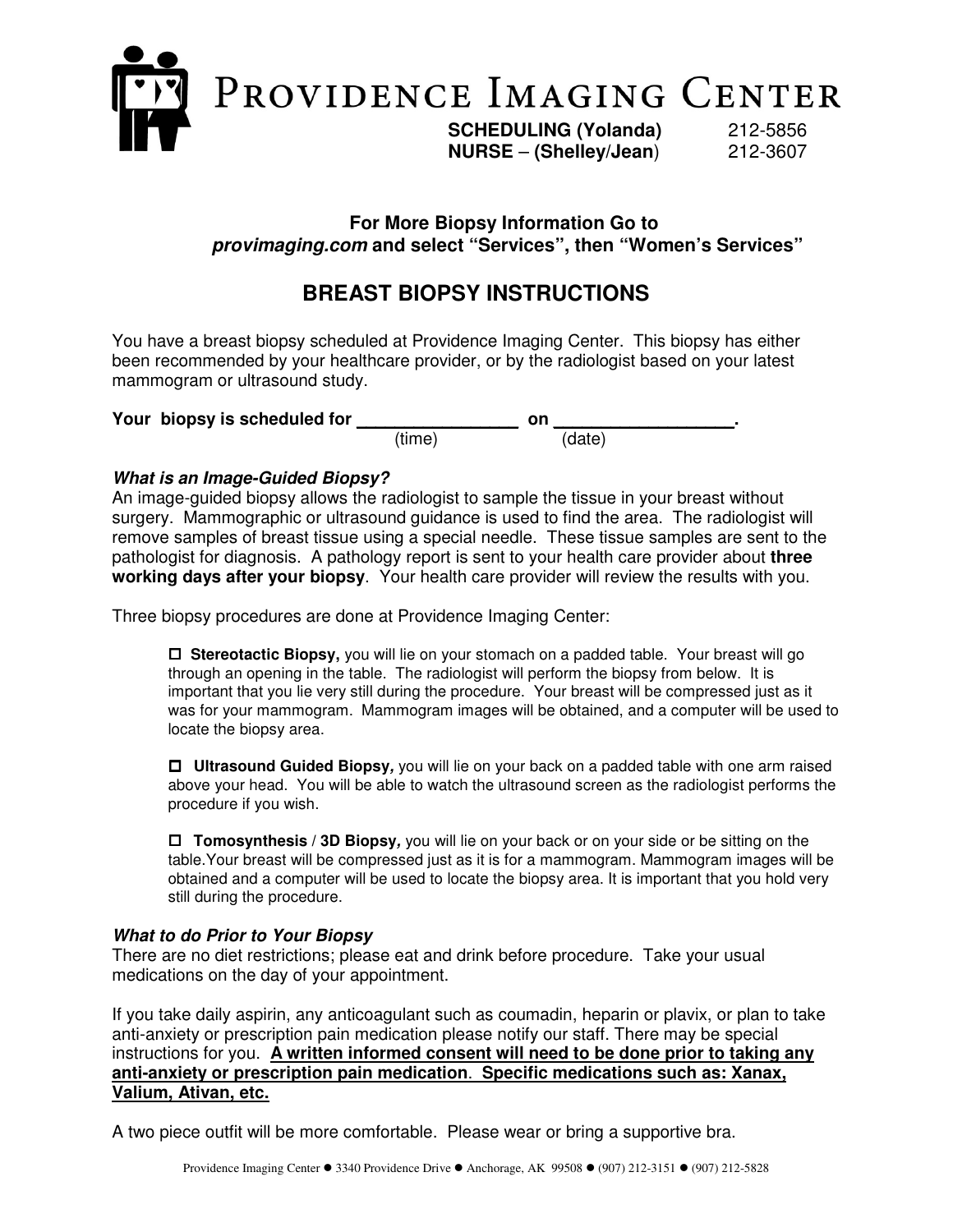# PROVIDENCE IMAGING CENTER

**SCHEDULING (Yolanda)** 212-5856
**NURSE – (Shelley/Jean)** 212-3607

**For More Biopsy Information Go to *provimaging.com* and select "Services", then "Women's Services"**

## BREAST BIOPSY INSTRUCTIONS

You have a breast biopsy scheduled at Providence Imaging Center. This biopsy has either been recommended by your healthcare provider, or by the radiologist based on your latest mammogram or ultrasound study.

**Your biopsy is scheduled for \_\_\_\_\_\_\_\_\_\_\_\_\_\_\_\_ on \_\_\_\_\_\_\_\_\_\_\_\_\_\_\_\_\_\_.**
(time) (date)

### *What is an Image-Guided Biopsy?*

An image-guided biopsy allows the radiologist to sample the tissue in your breast without surgery. Mammographic or ultrasound guidance is used to find the area. The radiologist will remove samples of breast tissue using a special needle. These tissue samples are sent to the pathologist for diagnosis. A pathology report is sent to your health care provider about **three working days after your biopsy**. Your health care provider will review the results with you.

Three biopsy procedures are done at Providence Imaging Center:

- ☐ **Stereotactic Biopsy,** you will lie on your stomach on a padded table. Your breast will go through an opening in the table. The radiologist will perform the biopsy from below. It is important that you lie very still during the procedure. Your breast will be compressed just as it was for your mammogram. Mammogram images will be obtained, and a computer will be used to locate the biopsy area.

- ☐ **Ultrasound Guided Biopsy*,*** you will lie on your back on a padded table with one arm raised above your head. You will be able to watch the ultrasound screen as the radiologist performs the procedure if you wish.

- ☐ **Tomosynthesis / 3D Biopsy*,*** you will lie on your back or on your side or be sitting on the table.Your breast will be compressed just as it is for a mammogram. Mammogram images will be obtained and a computer will be used to locate the biopsy area. It is important that you hold very still during the procedure.

### *What to do Prior to Your Biopsy*

There are no diet restrictions; please eat and drink before procedure. Take your usual medications on the day of your appointment.

If you take daily aspirin, any anticoagulant such as coumadin, heparin or plavix, or plan to take anti-anxiety or prescription pain medication please notify our staff. There may be special instructions for you. **<u>A written informed consent will need to be done prior to taking any anti-anxiety or prescription pain medication</u>. <u>Specific medications such as: Xanax, Valium, Ativan, etc.</u>**

A two piece outfit will be more comfortable. Please wear or bring a supportive bra.

Providence Imaging Center ● 3340 Providence Drive ● Anchorage, AK 99508 ● (907) 212-3151 ● (907) 212-5828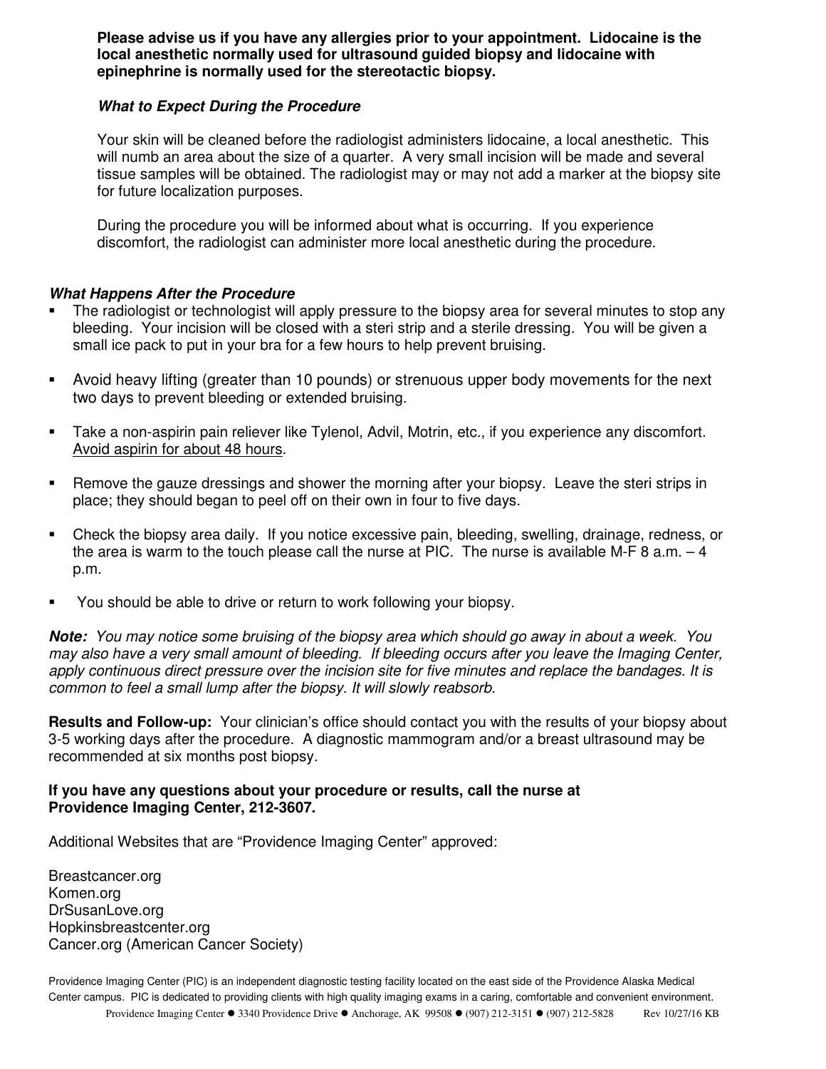**Please advise us if you have any allergies prior to your appointment. Lidocaine is the local anesthetic normally used for ultrasound guided biopsy and lidocaine with epinephrine is normally used for the stereotactic biopsy.**

***What to Expect During the Procedure***

Your skin will be cleaned before the radiologist administers lidocaine, a local anesthetic. This will numb an area about the size of a quarter. A very small incision will be made and several tissue samples will be obtained. The radiologist may or may not add a marker at the biopsy site for future localization purposes.

During the procedure you will be informed about what is occurring. If you experience discomfort, the radiologist can administer more local anesthetic during the procedure.

***What Happens After the Procedure***

- The radiologist or technologist will apply pressure to the biopsy area for several minutes to stop any bleeding. Your incision will be closed with a steri strip and a sterile dressing. You will be given a small ice pack to put in your bra for a few hours to help prevent bruising.
- Avoid heavy lifting (greater than 10 pounds) or strenuous upper body movements for the next two days to prevent bleeding or extended bruising.
- Take a non-aspirin pain reliever like Tylenol, Advil, Motrin, etc., if you experience any discomfort. Avoid aspirin for about 48 hours.
- Remove the gauze dressings and shower the morning after your biopsy. Leave the steri strips in place; they should began to peel off on their own in four to five days.
- Check the biopsy area daily. If you notice excessive pain, bleeding, swelling, drainage, redness, or the area is warm to the touch please call the nurse at PIC. The nurse is available M-F 8 a.m. – 4 p.m.
- You should be able to drive or return to work following your biopsy.

***Note:*** *You may notice some bruising of the biopsy area which should go away in about a week. You may also have a very small amount of bleeding. If bleeding occurs after you leave the Imaging Center, apply continuous direct pressure over the incision site for five minutes and replace the bandages. It is common to feel a small lump after the biopsy. It will slowly reabsorb.*

**Results and Follow-up:** Your clinician's office should contact you with the results of your biopsy about 3-5 working days after the procedure. A diagnostic mammogram and/or a breast ultrasound may be recommended at six months post biopsy.

**If you have any questions about your procedure or results, call the nurse at Providence Imaging Center, 212-3607.**

Additional Websites that are "Providence Imaging Center" approved:

Breastcancer.org
Komen.org
DrSusanLove.org
Hopkinsbreastcenter.org
Cancer.org (American Cancer Society)

Providence Imaging Center (PIC) is an independent diagnostic testing facility located on the east side of the Providence Alaska Medical Center campus. PIC is dedicated to providing clients with high quality imaging exams in a caring, comfortable and convenient environment.

Providence Imaging Center ● 3340 Providence Drive ● Anchorage, AK 99508 ● (907) 212-3151 ● (907) 212-5828 Rev 10/27/16 KB